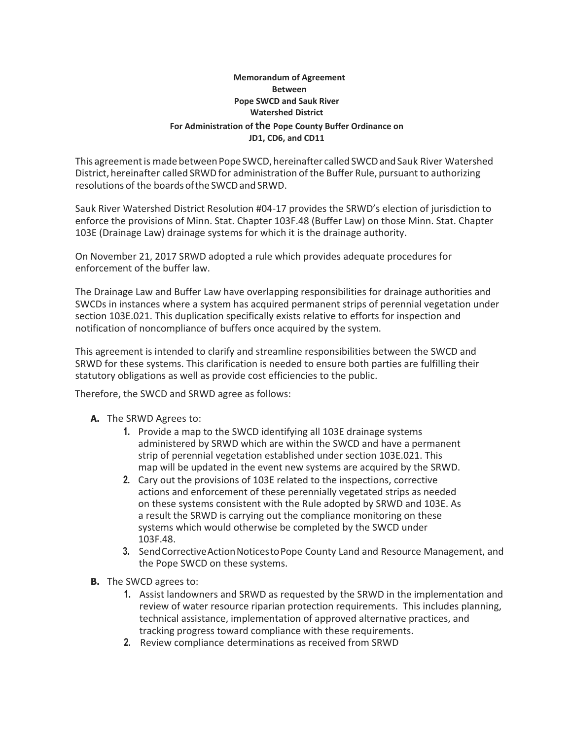**Memorandum of Agreement**
**Between**
**Pope SWCD and Sauk River**
**Watershed District**
**For Administration of the Pope County Buffer Ordinance on**
**JD1, CD6, and CD11**

This agreement is made between Pope SWCD, hereinafter called SWCD and Sauk River Watershed District, hereinafter called SRWD for administration of the Buffer Rule, pursuant to authorizing resolutions of the boards of the SWCD and SRWD.

Sauk River Watershed District Resolution #04-17 provides the SRWD's election of jurisdiction to enforce the provisions of Minn. Stat. Chapter 103F.48 (Buffer Law) on those Minn. Stat. Chapter 103E (Drainage Law) drainage systems for which it is the drainage authority.

On November 21, 2017 SRWD adopted a rule which provides adequate procedures for enforcement of the buffer law.

The Drainage Law and Buffer Law have overlapping responsibilities for drainage authorities and SWCDs in instances where a system has acquired permanent strips of perennial vegetation under section 103E.021. This duplication specifically exists relative to efforts for inspection and notification of noncompliance of buffers once acquired by the system.

This agreement is intended to clarify and streamline responsibilities between the SWCD and SRWD for these systems. This clarification is needed to ensure both parties are fulfilling their statutory obligations as well as provide cost efficiencies to the public.

Therefore, the SWCD and SRWD agree as follows:

**A.** The SRWD Agrees to:

1. Provide a map to the SWCD identifying all 103E drainage systems administered by SRWD which are within the SWCD and have a permanent strip of perennial vegetation established under section 103E.021. This map will be updated in the event new systems are acquired by the SRWD.
2. Cary out the provisions of 103E related to the inspections, corrective actions and enforcement of these perennially vegetated strips as needed on these systems consistent with the Rule adopted by SRWD and 103E. As a result the SRWD is carrying out the compliance monitoring on these systems which would otherwise be completed by the SWCD under 103F.48.
3. Send Corrective Action Notices to Pope County Land and Resource Management, and the Pope SWCD on these systems.

**B.** The SWCD agrees to:

1. Assist landowners and SRWD as requested by the SRWD in the implementation and review of water resource riparian protection requirements. This includes planning, technical assistance, implementation of approved alternative practices, and tracking progress toward compliance with these requirements.
2. Review compliance determinations as received from SRWD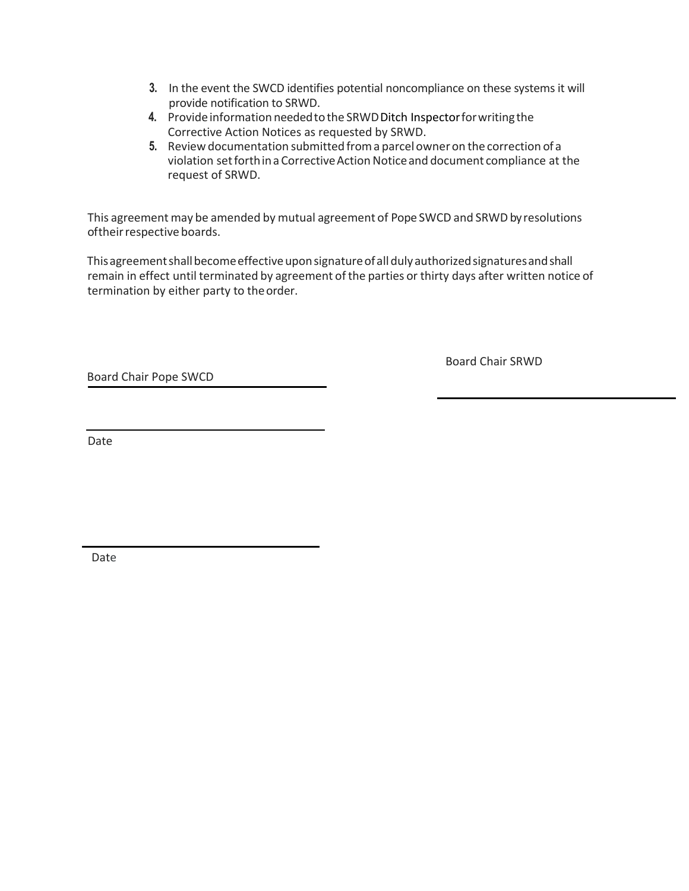3. In the event the SWCD identifies potential noncompliance on these systems it will provide notification to SRWD.
4. Provide information needed to the SRWD Ditch Inspector for writing the Corrective Action Notices as requested by SRWD.
5. Review documentation submitted from a parcel owner on the correction of a violation set forth in a Corrective Action Notice and document compliance at the request of SRWD.

This agreement may be amended by mutual agreement of Pope SWCD and SRWD by resolutions of their respective boards.

This agreement shall become effective upon signature of all duly authorized signatures and shall remain in effect until terminated by agreement of the parties or thirty days after written notice of termination by either party to the order.

Board Chair Pope SWCD

______________________________

______________________________

Date

Board Chair SRWD

______________________________

______________________________

Date